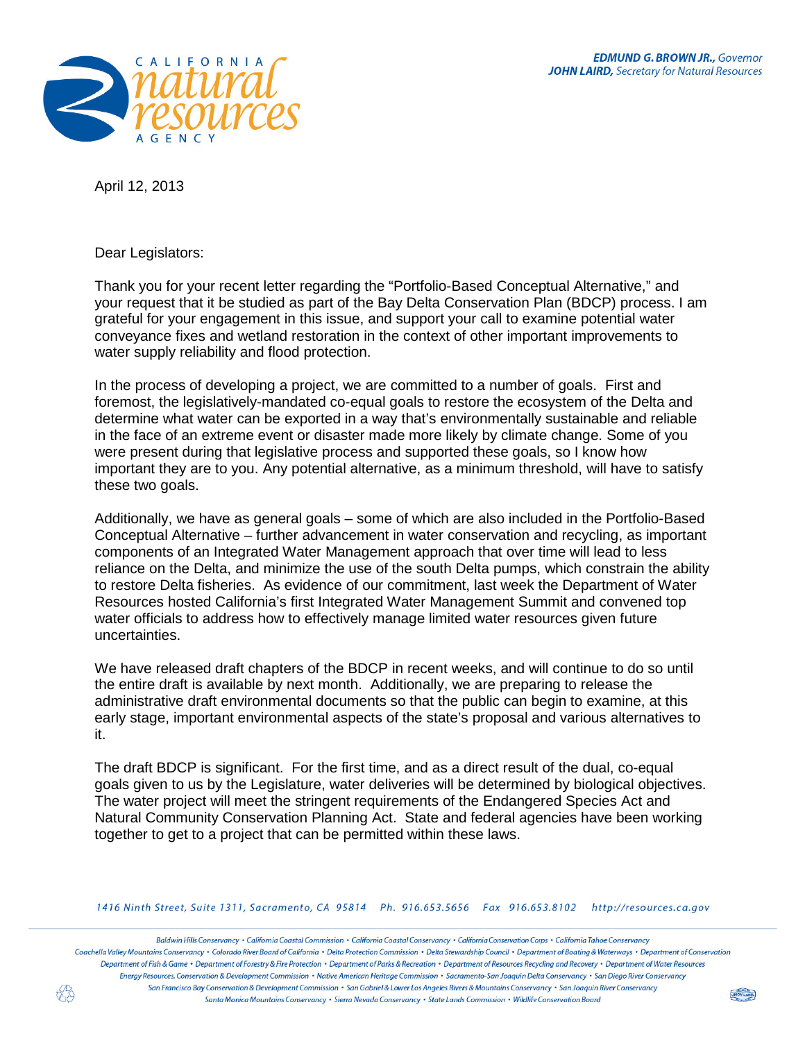**EDMUND G. BROWN JR.,** *Governor*
**JOHN LAIRD,** *Secretary for Natural Resources*

April 12, 2013

Dear Legislators:

Thank you for your recent letter regarding the "Portfolio-Based Conceptual Alternative," and your request that it be studied as part of the Bay Delta Conservation Plan (BDCP) process. I am grateful for your engagement in this issue, and support your call to examine potential water conveyance fixes and wetland restoration in the context of other important improvements to water supply reliability and flood protection.

In the process of developing a project, we are committed to a number of goals. First and foremost, the legislatively-mandated co-equal goals to restore the ecosystem of the Delta and determine what water can be exported in a way that's environmentally sustainable and reliable in the face of an extreme event or disaster made more likely by climate change. Some of you were present during that legislative process and supported these goals, so I know how important they are to you. Any potential alternative, as a minimum threshold, will have to satisfy these two goals.

Additionally, we have as general goals – some of which are also included in the Portfolio-Based Conceptual Alternative – further advancement in water conservation and recycling, as important components of an Integrated Water Management approach that over time will lead to less reliance on the Delta, and minimize the use of the south Delta pumps, which constrain the ability to restore Delta fisheries. As evidence of our commitment, last week the Department of Water Resources hosted California's first Integrated Water Management Summit and convened top water officials to address how to effectively manage limited water resources given future uncertainties.

We have released draft chapters of the BDCP in recent weeks, and will continue to do so until the entire draft is available by next month. Additionally, we are preparing to release the administrative draft environmental documents so that the public can begin to examine, at this early stage, important environmental aspects of the state's proposal and various alternatives to it.

The draft BDCP is significant. For the first time, and as a direct result of the dual, co-equal goals given to us by the Legislature, water deliveries will be determined by biological objectives. The water project will meet the stringent requirements of the Endangered Species Act and Natural Community Conservation Planning Act. State and federal agencies have been working together to get to a project that can be permitted within these laws.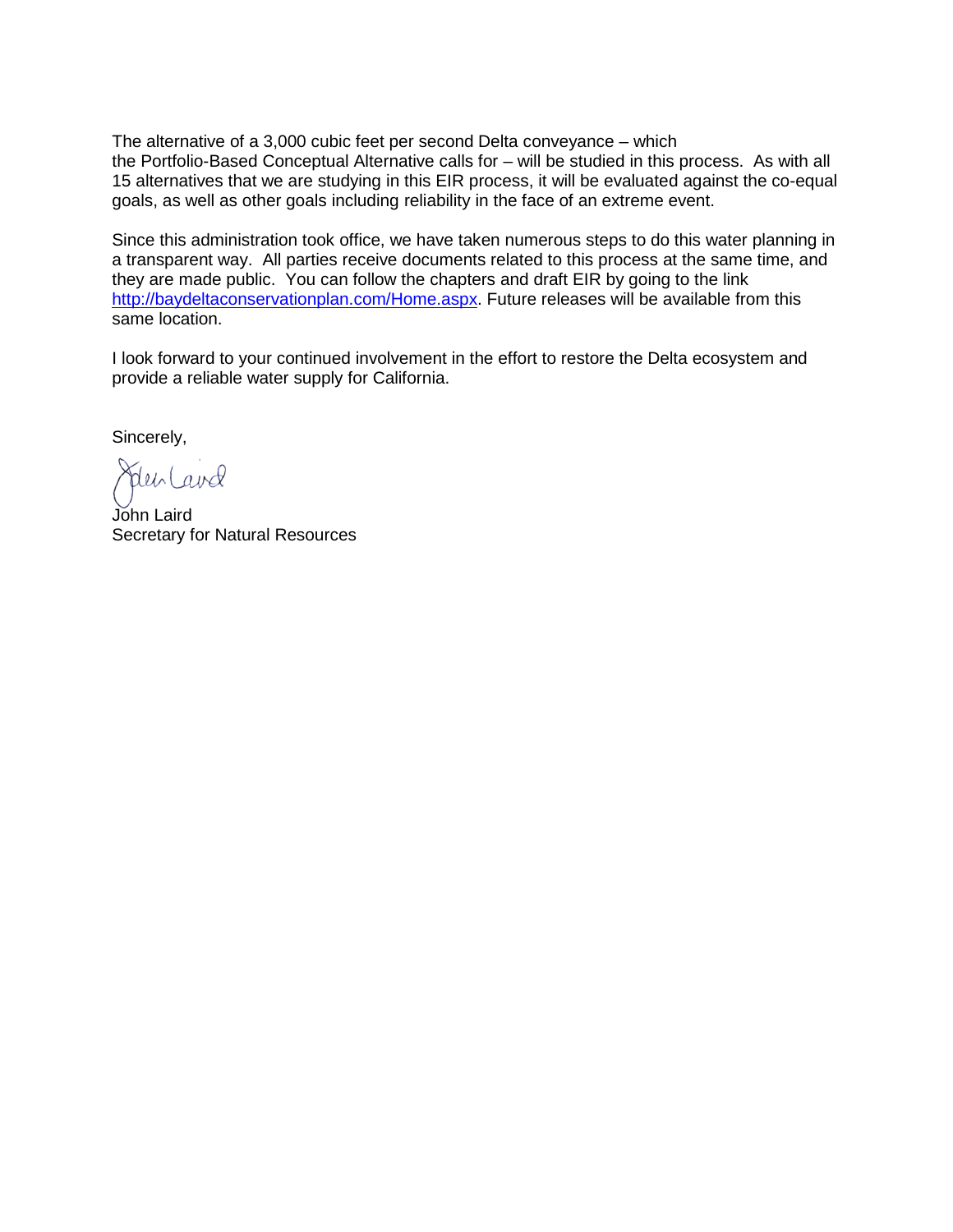The alternative of a 3,000 cubic feet per second Delta conveyance – which the Portfolio-Based Conceptual Alternative calls for – will be studied in this process. As with all 15 alternatives that we are studying in this EIR process, it will be evaluated against the co-equal goals, as well as other goals including reliability in the face of an extreme event.

Since this administration took office, we have taken numerous steps to do this water planning in a transparent way. All parties receive documents related to this process at the same time, and they are made public. You can follow the chapters and draft EIR by going to the link [http://baydeltaconservationplan.com/Home.aspx](http://baydeltaconservationplan.com/Home.aspx). Future releases will be available from this same location.

I look forward to your continued involvement in the effort to restore the Delta ecosystem and provide a reliable water supply for California.

Sincerely,

John Laird
Secretary for Natural Resources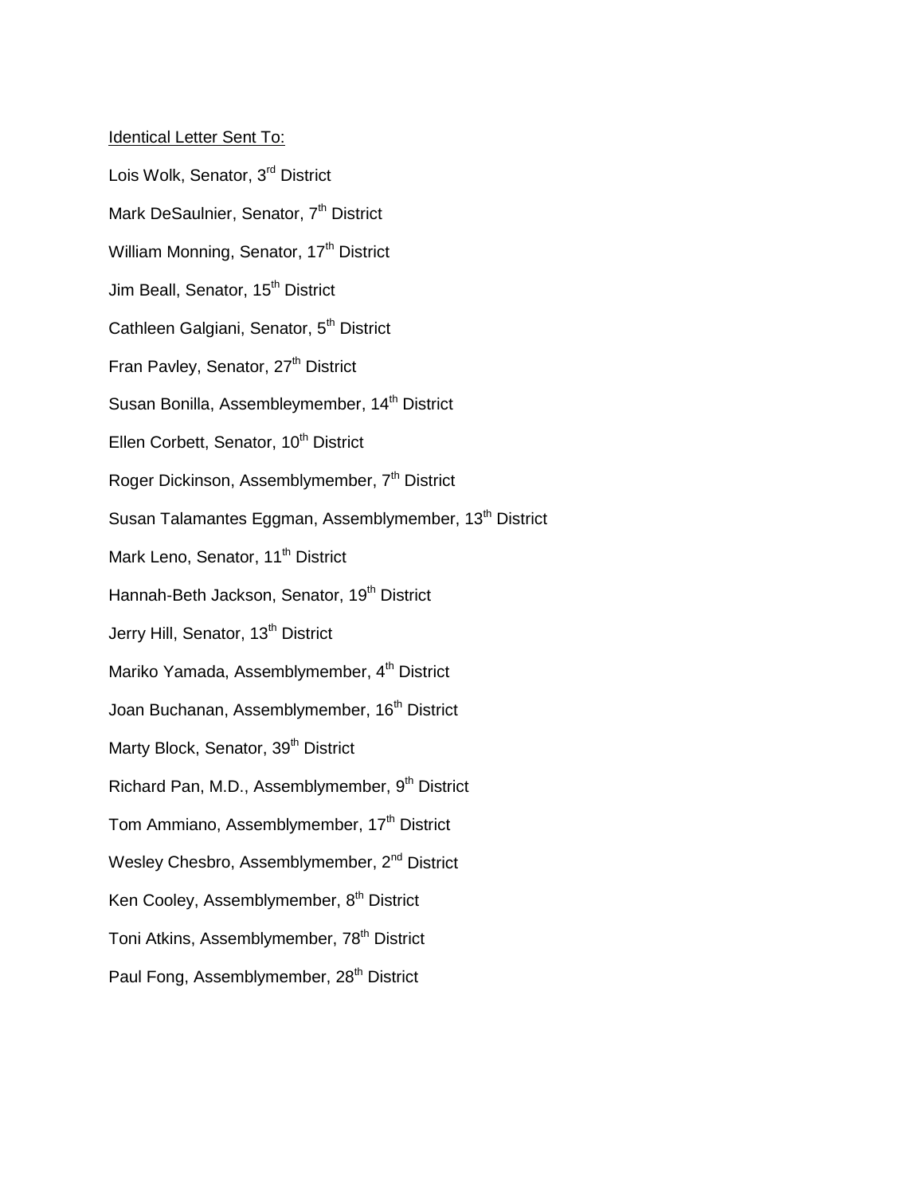<u>Identical Letter Sent To:</u>

Lois Wolk, Senator, 3rd District

Mark DeSaulnier, Senator, 7th District

William Monning, Senator, 17th District

Jim Beall, Senator, 15th District

Cathleen Galgiani, Senator, 5th District

Fran Pavley, Senator, 27th District

Susan Bonilla, Assembleymember, 14th District

Ellen Corbett, Senator, 10th District

Roger Dickinson, Assemblymember, 7th District

Susan Talamantes Eggman, Assemblymember, 13th District

Mark Leno, Senator, 11th District

Hannah-Beth Jackson, Senator, 19th District

Jerry Hill, Senator, 13th District

Mariko Yamada, Assemblymember, 4th District

Joan Buchanan, Assemblymember, 16th District

Marty Block, Senator, 39th District

Richard Pan, M.D., Assemblymember, 9th District

Tom Ammiano, Assemblymember, 17th District

Wesley Chesbro, Assemblymember, 2nd District

Ken Cooley, Assemblymember, 8th District

Toni Atkins, Assemblymember, 78th District

Paul Fong, Assemblymember, 28th District